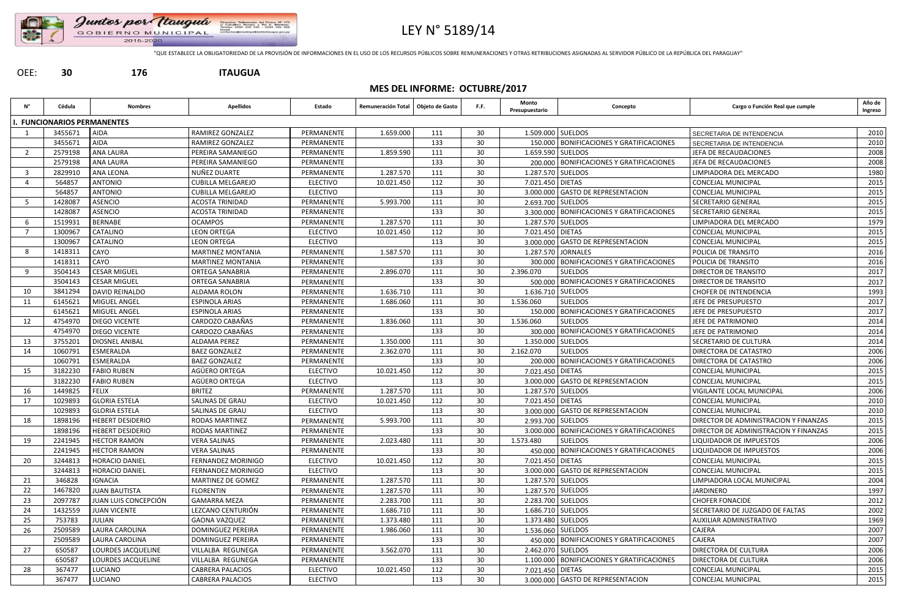# LEY N° 5189/14

"QUE ESTABLECE LA OBLIGATORIEDAD DE LA PROVISIÓN DE INFORMACIONES EN EL USO DE LOS RECURSOS PÚBLICOS SOBRE REMUNERACIONES Y OTRAS RETRIBUCIONES ASIGNADAS AL SERVIDOR PÚBLICO DE LA REPÚBLICA DEL PARAGUAY"

OEE: **30** **176** **ITAUGUA**

## MES DEL INFORME: OCTUBRE/2017

| N° | Cédula | Nombres | Apellidos | Estado | Remuneración Total | Objeto de Gasto | F.F. | Monto Presupuestario | Concepto | Cargo o Función Real que cumple | Año de Ingreso |
|---|---|---|---|---|---|---|---|---|---|---|---|
| **I. FUNCIONARIOS PERMANENTES** | | | | | | | | | | | |
| 1 | 3455671 | AIDA | RAMIREZ GONZALEZ | PERMANENTE | 1.659.000 | 111 | 30 | 1.509.000 | SUELDOS | SECRETARIA DE INTENDENCIA | 2010 |
| | 3455671 | AIDA | RAMIREZ GONZALEZ | PERMANENTE | | 133 | 30 | 150.000 | BONIFICACIONES Y GRATIFICACIONES | SECRETARIA DE INTENDENCIA | 2010 |
| 2 | 2579198 | ANA LAURA | PEREIRA SAMANIEGO | PERMANENTE | 1.859.590 | 111 | 30 | 1.659.590 | SUELDOS | JEFA DE RECAUDACIONES | 2008 |
| | 2579198 | ANA LAURA | PEREIRA SAMANIEGO | PERMANENTE | | 133 | 30 | 200.000 | BONIFICACIONES Y GRATIFICACIONES | JEFA DE RECAUDACIONES | 2008 |
| 3 | 2829910 | ANA LEONA | NUÑEZ DUARTE | PERMANENTE | 1.287.570 | 111 | 30 | 1.287.570 | SUELDOS | LIMPIADORA DEL MERCADO | 1980 |
| 4 | 564857 | ANTONIO | CUBILLA MELGAREJO | ELECTIVO | 10.021.450 | 112 | 30 | 7.021.450 | DIETAS | CONCEJAL MUNICIPAL | 2015 |
| | 564857 | ANTONIO | CUBILLA MELGAREJO | ELECTIVO | | 113 | 30 | 3.000.000 | GASTO DE REPRESENTACION | CONCEJAL MUNICIPAL | 2015 |
| 5 | 1428087 | ASENCIO | ACOSTA TRINIDAD | PERMANENTE | 5.993.700 | 111 | 30 | 2.693.700 | SUELDOS | SECRETARIO GENERAL | 2015 |
| | 1428087 | ASENCIO | ACOSTA TRINIDAD | PERMANENTE | | 133 | 30 | 3.300.000 | BONIFICACIONES Y GRATIFICACIONES | SECRETARIO GENERAL | 2015 |
| 6 | 1519931 | BERNABE | OCAMPOS | PERMANENTE | 1.287.570 | 111 | 30 | 1.287.570 | SUELDOS | LIMPIADORA DEL MERCADO | 1979 |
| 7 | 1300967 | CATALINO | LEON ORTEGA | ELECTIVO | 10.021.450 | 112 | 30 | 7.021.450 | DIETAS | CONCEJAL MUNICIPAL | 2015 |
| | 1300967 | CATALINO | LEON ORTEGA | ELECTIVO | | 113 | 30 | 3.000.000 | GASTO DE REPRESENTACION | CONCEJAL MUNICIPAL | 2015 |
| 8 | 1418311 | CAYO | MARTINEZ MONTANIA | PERMANENTE | 1.587.570 | 111 | 30 | 1.287.570 | JORNALES | POLICIA DE TRANSITO | 2016 |
| | 1418311 | CAYO | MARTINEZ MONTANIA | PERMANENTE | | 133 | 30 | 300.000 | BONIFICACIONES Y GRATIFICACIONES | POLICIA DE TRANSITO | 2016 |
| 9 | 3504143 | CESAR MIGUEL | ORTEGA SANABRIA | PERMANENTE | 2.896.070 | 111 | 30 | 2.396.070 | SUELDOS | DIRECTOR DE TRANSITO | 2017 |
| | 3504143 | CESAR MIGUEL | ORTEGA SANABRIA | PERMANENTE | | 133 | 30 | 500.000 | BONIFICACIONES Y GRATIFICACIONES | DIRECTOR DE TRANSITO | 2017 |
| 10 | 3841294 | DAVID REINALDO | ALDAMA ROLON | PERMANENTE | 1.636.710 | 111 | 30 | 1.636.710 | SUELDOS | CHOFER DE INTENDENCIA | 1993 |
| 11 | 6145621 | MIGUEL ANGEL | ESPINOLA ARIAS | PERMANENTE | 1.686.060 | 111 | 30 | 1.536.060 | SUELDOS | JEFE DE PRESUPUESTO | 2017 |
| | 6145621 | MIGUEL ANGEL | ESPINOLA ARIAS | PERMANENTE | | 133 | 30 | 150.000 | BONIFICACIONES Y GRATIFICACIONES | JEFE DE PRESUPUESTO | 2017 |
| 12 | 4754970 | DIEGO VICENTE | CARDOZO CABAÑAS | PERMANENTE | 1.836.060 | 111 | 30 | 1.536.060 | SUELDOS | JEFE DE PATRIMONIO | 2014 |
| | 4754970 | DIEGO VICENTE | CARDOZO CABAÑAS | PERMANENTE | | 133 | 30 | 300.000 | BONIFICACIONES Y GRATIFICACIONES | JEFE DE PATRIMONIO | 2014 |
| 13 | 3755201 | DIOSNEL ANIBAL | ALDAMA PEREZ | PERMANENTE | 1.350.000 | 111 | 30 | 1.350.000 | SUELDOS | SECRETARIO DE CULTURA | 2014 |
| 14 | 1060791 | ESMERALDA | BAEZ GONZALEZ | PERMANENTE | 2.362.070 | 111 | 30 | 2.162.070 | SUELDOS | DIRECTORA DE CATASTRO | 2006 |
| | 1060791 | ESMERALDA | BAEZ GONZALEZ | PERMANENTE | | 133 | 30 | 200.000 | BONIFICACIONES Y GRATIFICACIONES | DIRECTORA DE CATASTRO | 2006 |
| 15 | 3182230 | FABIO RUBEN | AGÜERO ORTEGA | ELECTIVO | 10.021.450 | 112 | 30 | 7.021.450 | DIETAS | CONCEJAL MUNICIPAL | 2015 |
| | 3182230 | FABIO RUBEN | AGÜERO ORTEGA | ELECTIVO | | 113 | 30 | 3.000.000 | GASTO DE REPRESENTACION | CONCEJAL MUNICIPAL | 2015 |
| 16 | 1449825 | FELIX | BRITEZ | PERMANENTE | 1.287.570 | 111 | 30 | 1.287.570 | SUELDOS | VIGILANTE LOCAL MUNICIPAL | 2006 |
| 17 | 1029893 | GLORIA ESTELA | SALINAS DE GRAU | ELECTIVO | 10.021.450 | 112 | 30 | 7.021.450 | DIETAS | CONCEJAL MUNICIPAL | 2010 |
| | 1029893 | GLORIA ESTELA | SALINAS DE GRAU | ELECTIVO | | 113 | 30 | 3.000.000 | GASTO DE REPRESENTACION | CONCEJAL MUNICIPAL | 2010 |
| 18 | 1898196 | HEBERT DESIDERIO | RODAS MARTINEZ | PERMANENTE | 5.993.700 | 111 | 30 | 2.993.700 | SUELDOS | DIRECTOR DE ADMINISTRACION Y FINANZAS | 2015 |
| | 1898196 | HEBERT DESIDERIO | RODAS MARTINEZ | PERMANENTE | | 133 | 30 | 3.000.000 | BONIFICACIONES Y GRATIFICACIONES | DIRECTOR DE ADMINISTRACION Y FINANZAS | 2015 |
| 19 | 2241945 | HECTOR RAMON | VERA SALINAS | PERMANENTE | 2.023.480 | 111 | 30 | 1.573.480 | SUELDOS | LIQUIDADOR DE IMPUESTOS | 2006 |
| | 2241945 | HECTOR RAMON | VERA SALINAS | PERMANENTE | | 133 | 30 | 450.000 | BONIFICACIONES Y GRATIFICACIONES | LIQUIDADOR DE IMPUESTOS | 2006 |
| 20 | 3244813 | HORACIO DANIEL | FERNANDEZ MORINIGO | ELECTIVO | 10.021.450 | 112 | 30 | 7.021.450 | DIETAS | CONCEJAL MUNICIPAL | 2015 |
| | 3244813 | HORACIO DANIEL | FERNANDEZ MORINIGO | ELECTIVO | | 113 | 30 | 3.000.000 | GASTO DE REPRESENTACION | CONCEJAL MUNICIPAL | 2015 |
| 21 | 346828 | IGNACIA | MARTINEZ DE GOMEZ | PERMANENTE | 1.287.570 | 111 | 30 | 1.287.570 | SUELDOS | LIMPIADORA LOCAL MUNICIPAL | 2004 |
| 22 | 1467820 | JUAN BAUTISTA | FLORENTIN | PERMANENTE | 1.287.570 | 111 | 30 | 1.287.570 | SUELDOS | JARDINERO | 1997 |
| 23 | 2097787 | JUAN LUIS CONCEPCIÓN | GAMARRA MEZA | PERMANENTE | 2.283.700 | 111 | 30 | 2.283.700 | SUELDOS | CHOFER FONACIDE | 2012 |
| 24 | 1432559 | JUAN VICENTE | LEZCANO CENTURIÓN | PERMANENTE | 1.686.710 | 111 | 30 | 1.686.710 | SUELDOS | SECRETARIO DE JUZGADO DE FALTAS | 2002 |
| 25 | 753783 | JULIAN | GAONA VAZQUEZ | PERMANENTE | 1.373.480 | 111 | 30 | 1.373.480 | SUELDOS | AUXILIAR ADMINISTRATIVO | 1969 |
| 26 | 2509589 | LAURA CAROLINA | DOMINGUEZ PEREIRA | PERMANENTE | 1.986.060 | 111 | 30 | 1.536.060 | SUELDOS | CAJERA | 2007 |
| | 2509589 | LAURA CAROLINA | DOMINGUEZ PEREIRA | PERMANENTE | | 133 | 30 | 450.000 | BONIFICACIONES Y GRATIFICACIONES | CAJERA | 2007 |
| 27 | 650587 | LOURDES JACQUELINE | VILLALBA REGUNEGA | PERMANENTE | 3.562.070 | 111 | 30 | 2.462.070 | SUELDOS | DIRECTORA DE CULTURA | 2006 |
| | 650587 | LOURDES JACQUELINE | VILLALBA REGUNEGA | PERMANENTE | | 133 | 30 | 1.100.000 | BONIFICACIONES Y GRATIFICACIONES | DIRECTORA DE CULTURA | 2006 |
| 28 | 367477 | LUCIANO | CABRERA PALACIOS | ELECTIVO | 10.021.450 | 112 | 30 | 7.021.450 | DIETAS | CONCEJAL MUNICIPAL | 2015 |
| | 367477 | LUCIANO | CABRERA PALACIOS | ELECTIVO | | 113 | 30 | 3.000.000 | GASTO DE REPRESENTACION | CONCEJAL MUNICIPAL | 2015 |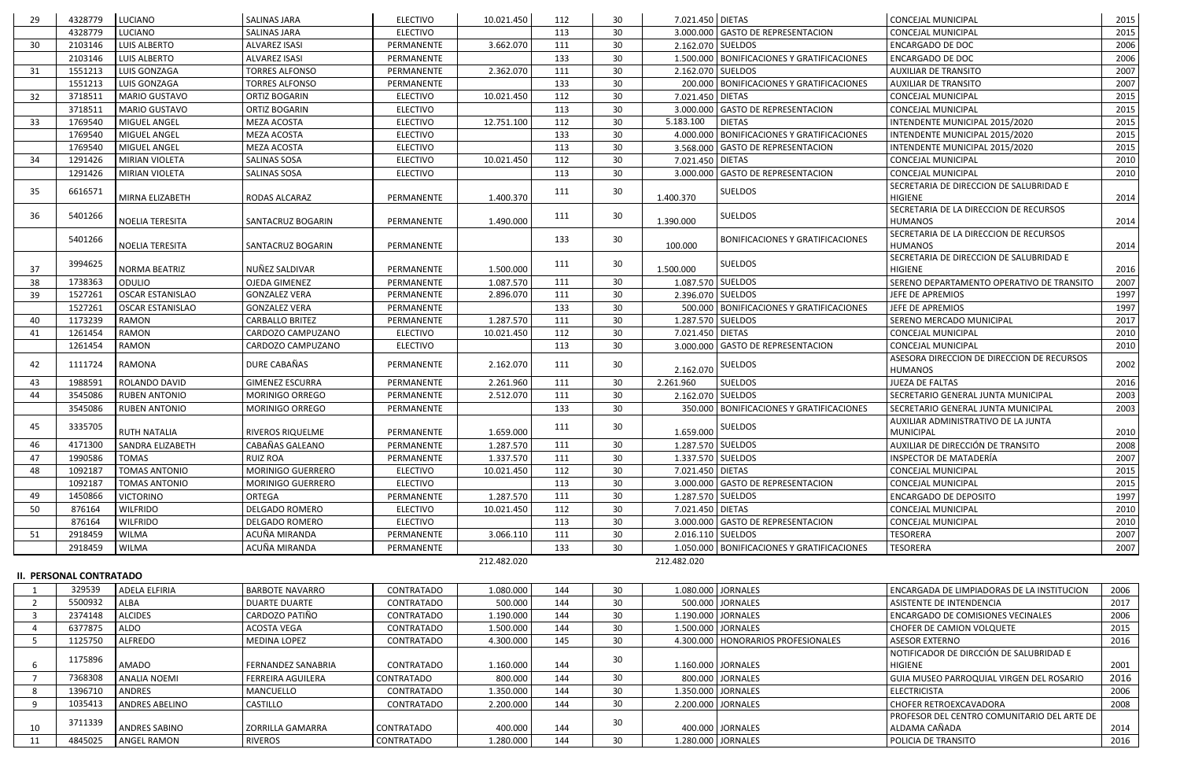| 29 | 4328779 | LUCIANO | SALINAS JARA | ELECTIVO | 10.021.450 | 112 | 30 | 7.021.450 | DIETAS | CONCEJAL MUNICIPAL | 2015 |
|---|---|---|---|---|---|---|---|---|---|---|---|
| | 4328779 | LUCIANO | SALINAS JARA | ELECTIVO | | 113 | 30 | 3.000.000 | GASTO DE REPRESENTACION | CONCEJAL MUNICIPAL | 2015 |
| 30 | 2103146 | LUIS ALBERTO | ALVAREZ ISASI | PERMANENTE | 3.662.070 | 111 | 30 | 2.162.070 | SUELDOS | ENCARGADO DE DOC | 2006 |
| | 2103146 | LUIS ALBERTO | ALVAREZ ISASI | PERMANENTE | | 133 | 30 | 1.500.000 | BONIFICACIONES Y GRATIFICACIONES | ENCARGADO DE DOC | 2006 |
| 31 | 1551213 | LUIS GONZAGA | TORRES ALFONSO | PERMANENTE | 2.362.070 | 111 | 30 | 2.162.070 | SUELDOS | AUXILIAR DE TRANSITO | 2007 |
| | 1551213 | LUIS GONZAGA | TORRES ALFONSO | PERMANENTE | | 133 | 30 | 200.000 | BONIFICACIONES Y GRATIFICACIONES | AUXILIAR DE TRANSITO | 2007 |
| 32 | 3718511 | MARIO GUSTAVO | ORTIZ BOGARIN | ELECTIVO | 10.021.450 | 112 | 30 | 7.021.450 | DIETAS | CONCEJAL MUNICIPAL | 2015 |
| | 3718511 | MARIO GUSTAVO | ORTIZ BOGARIN | ELECTIVO | | 113 | 30 | 3.000.000 | GASTO DE REPRESENTACION | CONCEJAL MUNICIPAL | 2015 |
| 33 | 1769540 | MIGUEL ANGEL | MEZA ACOSTA | ELECTIVO | 12.751.100 | 112 | 30 | 5.183.100 | DIETAS | INTENDENTE MUNICIPAL 2015/2020 | 2015 |
| | 1769540 | MIGUEL ANGEL | MEZA ACOSTA | ELECTIVO | | 133 | 30 | 4.000.000 | BONIFICACIONES Y GRATIFICACIONES | INTENDENTE MUNICIPAL 2015/2020 | 2015 |
| | 1769540 | MIGUEL ANGEL | MEZA ACOSTA | ELECTIVO | | 113 | 30 | 3.568.000 | GASTO DE REPRESENTACION | INTENDENTE MUNICIPAL 2015/2020 | 2015 |
| 34 | 1291426 | MIRIAN VIOLETA | SALINAS SOSA | ELECTIVO | 10.021.450 | 112 | 30 | 7.021.450 | DIETAS | CONCEJAL MUNICIPAL | 2010 |
| | 1291426 | MIRIAN VIOLETA | SALINAS SOSA | ELECTIVO | | 113 | 30 | 3.000.000 | GASTO DE REPRESENTACION | CONCEJAL MUNICIPAL | 2010 |
| 35 | 6616571 | MIRNA ELIZABETH | RODAS ALCARAZ | PERMANENTE | 1.400.370 | 111 | 30 | 1.400.370 | SUELDOS | SECRETARIA DE DIRECCION DE SALUBRIDAD E HIGIENE | 2014 |
| 36 | 5401266 | NOELIA TERESITA | SANTACRUZ BOGARIN | PERMANENTE | 1.490.000 | 111 | 30 | 1.390.000 | SUELDOS | SECRETARIA DE LA DIRECCION DE RECURSOS HUMANOS | 2014 |
| | 5401266 | NOELIA TERESITA | SANTACRUZ BOGARIN | PERMANENTE | | 133 | 30 | 100.000 | BONIFICACIONES Y GRATIFICACIONES | SECRETARIA DE LA DIRECCION DE RECURSOS HUMANOS | 2014 |
| 37 | 3994625 | NORMA BEATRIZ | NUÑEZ SALDIVAR | PERMANENTE | 1.500.000 | 111 | 30 | 1.500.000 | SUELDOS | SECRETARIA DE DIRECCION DE SALUBRIDAD E HIGIENE | 2016 |
| 38 | 1738363 | ODULIO | OJEDA GIMENEZ | PERMANENTE | 1.087.570 | 111 | 30 | 1.087.570 | SUELDOS | SERENO DEPARTAMENTO OPERATIVO DE TRANSITO | 2007 |
| 39 | 1527261 | OSCAR ESTANISLAO | GONZALEZ VERA | PERMANENTE | 2.896.070 | 111 | 30 | 2.396.070 | SUELDOS | JEFE DE APREMIOS | 1997 |
| | 1527261 | OSCAR ESTANISLAO | GONZALEZ VERA | PERMANENTE | | 133 | 30 | 500.000 | BONIFICACIONES Y GRATIFICACIONES | JEFE DE APREMIOS | 1997 |
| 40 | 1173239 | RAMON | CARBALLO BRITEZ | PERMANENTE | 1.287.570 | 111 | 30 | 1.287.570 | SUELDOS | SERENO MERCADO MUNICIPAL | 2017 |
| 41 | 1261454 | RAMON | CARDOZO CAMPUZANO | ELECTIVO | 10.021.450 | 112 | 30 | 7.021.450 | DIETAS | CONCEJAL MUNICIPAL | 2010 |
| | 1261454 | RAMON | CARDOZO CAMPUZANO | ELECTIVO | | 113 | 30 | 3.000.000 | GASTO DE REPRESENTACION | CONCEJAL MUNICIPAL | 2010 |
| 42 | 1111724 | RAMONA | DURE CABAÑAS | PERMANENTE | 2.162.070 | 111 | 30 | 2.162.070 | SUELDOS | ASESORA DIRECCION DE DIRECCION DE RECURSOS HUMANOS | 2002 |
| 43 | 1988591 | ROLANDO DAVID | GIMENEZ ESCURRA | PERMANENTE | 2.261.960 | 111 | 30 | 2.261.960 | SUELDOS | JUEZA DE FALTAS | 2016 |
| 44 | 3545086 | RUBEN ANTONIO | MORINIGO ORREGO | PERMANENTE | 2.512.070 | 111 | 30 | 2.162.070 | SUELDOS | SECRETARIO GENERAL JUNTA MUNICIPAL | 2003 |
| | 3545086 | RUBEN ANTONIO | MORINIGO ORREGO | PERMANENTE | | 133 | 30 | 350.000 | BONIFICACIONES Y GRATIFICACIONES | SECRETARIO GENERAL JUNTA MUNICIPAL | 2003 |
| 45 | 3335705 | RUTH NATALIA | RIVEROS RIQUELME | PERMANENTE | 1.659.000 | 111 | 30 | 1.659.000 | SUELDOS | AUXILIAR ADMINISTRATIVO DE LA JUNTA MUNICIPAL | 2010 |
| 46 | 4171300 | SANDRA ELIZABETH | CABAÑAS GALEANO | PERMANENTE | 1.287.570 | 111 | 30 | 1.287.570 | SUELDOS | AUXILIAR DE DIRECCIÓN DE TRANSITO | 2008 |
| 47 | 1990586 | TOMAS | RUIZ ROA | PERMANENTE | 1.337.570 | 111 | 30 | 1.337.570 | SUELDOS | INSPECTOR DE MATADERÍA | 2007 |
| 48 | 1092187 | TOMAS ANTONIO | MORINIGO GUERRERO | ELECTIVO | 10.021.450 | 112 | 30 | 7.021.450 | DIETAS | CONCEJAL MUNICIPAL | 2015 |
| | 1092187 | TOMAS ANTONIO | MORINIGO GUERRERO | ELECTIVO | | 113 | 30 | 3.000.000 | GASTO DE REPRESENTACION | CONCEJAL MUNICIPAL | 2015 |
| 49 | 1450866 | VICTORINO | ORTEGA | PERMANENTE | 1.287.570 | 111 | 30 | 1.287.570 | SUELDOS | ENCARGADO DE DEPOSITO | 1997 |
| 50 | 876164 | WILFRIDO | DELGADO ROMERO | ELECTIVO | 10.021.450 | 112 | 30 | 7.021.450 | DIETAS | CONCEJAL MUNICIPAL | 2010 |
| | 876164 | WILFRIDO | DELGADO ROMERO | ELECTIVO | | 113 | 30 | 3.000.000 | GASTO DE REPRESENTACION | CONCEJAL MUNICIPAL | 2010 |
| 51 | 2918459 | WILMA | ACUÑA MIRANDA | PERMANENTE | 3.066.110 | 111 | 30 | 2.016.110 | SUELDOS | TESORERA | 2007 |
| | 2918459 | WILMA | ACUÑA MIRANDA | PERMANENTE | | 133 | 30 | 1.050.000 | BONIFICACIONES Y GRATIFICACIONES | TESORERA | 2007 |
| | | | | | 212.482.020 | | | 212.482.020 | | | |

## II. PERSONAL CONTRATADO

| 1 | 329539 | ADELA ELFIRIA | BARBOTE NAVARRO | CONTRATADO | 1.080.000 | 144 | 30 | 1.080.000 | JORNALES | ENCARGADA DE LIMPIADORAS DE LA INSTITUCION | 2006 |
|---|---|---|---|---|---|---|---|---|---|---|---|
| 2 | 5500932 | ALBA | DUARTE DUARTE | CONTRATADO | 500.000 | 144 | 30 | 500.000 | JORNALES | ASISTENTE DE INTENDENCIA | 2017 |
| 3 | 2374148 | ALCIDES | CARDOZO PATIÑO | CONTRATADO | 1.190.000 | 144 | 30 | 1.190.000 | JORNALES | ENCARGADO DE COMISIONES VECINALES | 2006 |
| 4 | 6377875 | ALDO | ACOSTA VEGA | CONTRATADO | 1.500.000 | 144 | 30 | 1.500.000 | JORNALES | CHOFER DE CAMION VOLQUETE | 2015 |
| 5 | 1125750 | ALFREDO | MEDINA LOPEZ | CONTRATADO | 4.300.000 | 145 | 30 | 4.300.000 | HONORARIOS PROFESIONALES | ASESOR EXTERNO | 2016 |
| 6 | 1175896 | AMADO | FERNANDEZ SANABRIA | CONTRATADO | 1.160.000 | 144 | 30 | 1.160.000 | JORNALES | NOTIFICADOR DE DIRCCIÓN DE SALUBRIDAD E HIGIENE | 2001 |
| 7 | 7368308 | ANALIA NOEMI | FERREIRA AGUILERA | CONTRATADO | 800.000 | 144 | 30 | 800.000 | JORNALES | GUIA MUSEO PARROQUIAL VIRGEN DEL ROSARIO | 2016 |
| 8 | 1396710 | ANDRES | MANCUELLO | CONTRATADO | 1.350.000 | 144 | 30 | 1.350.000 | JORNALES | ELECTRICISTA | 2006 |
| 9 | 1035413 | ANDRES ABELINO | CASTILLO | CONTRATADO | 2.200.000 | 144 | 30 | 2.200.000 | JORNALES | CHOFER RETROEXCAVADORA | 2008 |
| 10 | 3711339 | ANDRES SABINO | ZORRILLA GAMARRA | CONTRATADO | 400.000 | 144 | 30 | 400.000 | JORNALES | PROFESOR DEL CENTRO COMUNITARIO DEL ARTE DE ALDAMA CAÑADA | 2014 |
| 11 | 4845025 | ANGEL RAMON | RIVEROS | CONTRATADO | 1.280.000 | 144 | 30 | 1.280.000 | JORNALES | POLICIA DE TRANSITO | 2016 |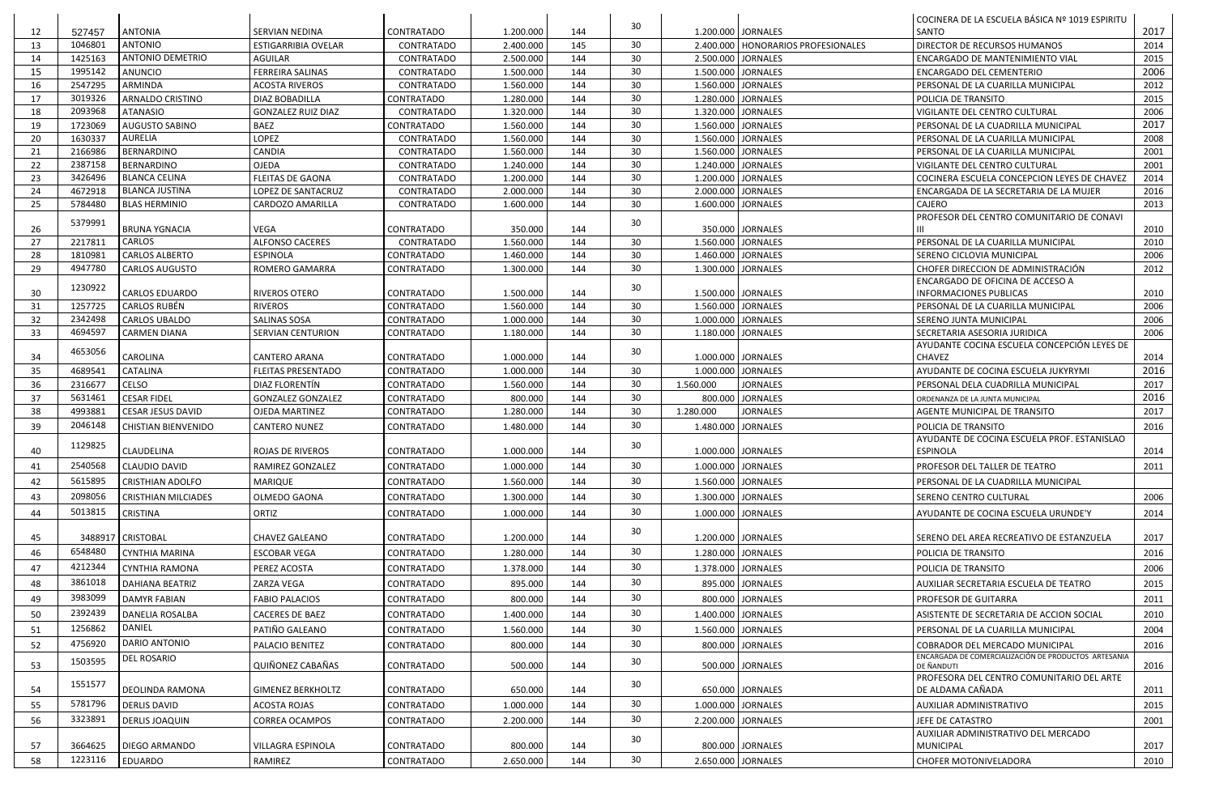| | | | | | | | | | | | |
|---|---|---|---|---|---|---|---|---|---|---|---|
| 12 | 527457 | ANTONIA | SERVIAN NEDINA | CONTRATADO | 1.200.000 | 144 | 30 | 1.200.000 | JORNALES | COCINERA DE LA ESCUELA BÁSICA Nº 1019 ESPIRITU SANTO | 2017 |
| 13 | 1046801 | ANTONIO | ESTIGARRIBIA OVELAR | CONTRATADO | 2.400.000 | 145 | 30 | 2.400.000 | HONORARIOS PROFESIONALES | DIRECTOR DE RECURSOS HUMANOS | 2014 |
| 14 | 1425163 | ANTONIO DEMETRIO | AGUILAR | CONTRATADO | 2.500.000 | 144 | 30 | 2.500.000 | JORNALES | ENCARGADO DE MANTENIMIENTO VIAL | 2015 |
| 15 | 1995142 | ANUNCIO | FERREIRA SALINAS | CONTRATADO | 1.500.000 | 144 | 30 | 1.500.000 | JORNALES | ENCARGADO DEL CEMENTERIO | 2006 |
| 16 | 2547295 | ARMINDA | ACOSTA RIVEROS | CONTRATADO | 1.560.000 | 144 | 30 | 1.560.000 | JORNALES | PERSONAL DE LA CUARILLA MUNICIPAL | 2012 |
| 17 | 3019326 | ARNALDO CRISTINO | DIAZ BOBADILLA | CONTRATADO | 1.280.000 | 144 | 30 | 1.280.000 | JORNALES | POLICIA DE TRANSITO | 2015 |
| 18 | 2093968 | ATANASIO | GONZALEZ RUIZ DIAZ | CONTRATADO | 1.320.000 | 144 | 30 | 1.320.000 | JORNALES | VIGILANTE DEL CENTRO CULTURAL | 2006 |
| 19 | 1723069 | AUGUSTO SABINO | BAEZ | CONTRATADO | 1.560.000 | 144 | 30 | 1.560.000 | JORNALES | PERSONAL DE LA CUADRILLA MUNICIPAL | 2017 |
| 20 | 1630337 | AURELIA | LOPEZ | CONTRATADO | 1.560.000 | 144 | 30 | 1.560.000 | JORNALES | PERSONAL DE LA CUARILLA MUNICIPAL | 2008 |
| 21 | 2166986 | BERNARDINO | CANDIA | CONTRATADO | 1.560.000 | 144 | 30 | 1.560.000 | JORNALES | PERSONAL DE LA CUARILLA MUNICIPAL | 2001 |
| 22 | 2387158 | BERNARDINO | OJEDA | CONTRATADO | 1.240.000 | 144 | 30 | 1.240.000 | JORNALES | VIGILANTE DEL CENTRO CULTURAL | 2001 |
| 23 | 3426496 | BLANCA CELINA | FLEITAS DE GAONA | CONTRATADO | 1.200.000 | 144 | 30 | 1.200.000 | JORNALES | COCINERA ESCUELA CONCEPCION LEYES DE CHAVEZ | 2014 |
| 24 | 4672918 | BLANCA JUSTINA | LOPEZ DE SANTACRUZ | CONTRATADO | 2.000.000 | 144 | 30 | 2.000.000 | JORNALES | ENCARGADA DE LA SECRETARIA DE LA MUJER | 2016 |
| 25 | 5784480 | BLAS HERMINIO | CARDOZO AMARILLA | CONTRATADO | 1.600.000 | 144 | 30 | 1.600.000 | JORNALES | CAJERO | 2013 |
| 26 | 5379991 | BRUNA YGNACIA | VEGA | CONTRATADO | 350.000 | 144 | 30 | 350.000 | JORNALES | PROFESOR DEL CENTRO COMUNITARIO DE CONAVI III | 2010 |
| 27 | 2217811 | CARLOS | ALFONSO CACERES | CONTRATADO | 1.560.000 | 144 | 30 | 1.560.000 | JORNALES | PERSONAL DE LA CUARILLA MUNICIPAL | 2010 |
| 28 | 1810981 | CARLOS ALBERTO | ESPINOLA | CONTRATADO | 1.460.000 | 144 | 30 | 1.460.000 | JORNALES | SERENO CICLOVIA MUNICIPAL | 2006 |
| 29 | 4947780 | CARLOS AUGUSTO | ROMERO GAMARRA | CONTRATADO | 1.300.000 | 144 | 30 | 1.300.000 | JORNALES | CHOFER DIRECCION DE ADMINISTRACIÓN | 2012 |
| 30 | 1230922 | CARLOS EDUARDO | RIVEROS OTERO | CONTRATADO | 1.500.000 | 144 | 30 | 1.500.000 | JORNALES | ENCARGADO DE OFICINA DE ACCESO A INFORMACIONES PUBLICAS | 2010 |
| 31 | 1257725 | CARLOS RUBÉN | RIVEROS | CONTRATADO | 1.560.000 | 144 | 30 | 1.560.000 | JORNALES | PERSONAL DE LA CUARILLA MUNICIPAL | 2006 |
| 32 | 2342498 | CARLOS UBALDO | SALINAS SOSA | CONTRATADO | 1.000.000 | 144 | 30 | 1.000.000 | JORNALES | SERENO JUNTA MUNICIPAL | 2006 |
| 33 | 4694597 | CARMEN DIANA | SERVIAN CENTURION | CONTRATADO | 1.180.000 | 144 | 30 | 1.180.000 | JORNALES | SECRETARIA ASESORIA JURIDICA | 2006 |
| 34 | 4653056 | CAROLINA | CANTERO ARANA | CONTRATADO | 1.000.000 | 144 | 30 | 1.000.000 | JORNALES | AYUDANTE COCINA ESCUELA CONCEPCIÓN LEYES DE CHAVEZ | 2014 |
| 35 | 4689541 | CATALINA | FLEITAS PRESENTADO | CONTRATADO | 1.000.000 | 144 | 30 | 1.000.000 | JORNALES | AYUDANTE DE COCINA ESCUELA JUKYRYMI | 2016 |
| 36 | 2316677 | CELSO | DIAZ FLORENTÍN | CONTRATADO | 1.560.000 | 144 | 30 | 1.560.000 | JORNALES | PERSONAL DELA CUADRILLA MUNICIPAL | 2017 |
| 37 | 5631461 | CESAR FIDEL | GONZALEZ GONZALEZ | CONTRATADO | 800.000 | 144 | 30 | 800.000 | JORNALES | ORDENANZA DE LA JUNTA MUNICIPAL | 2016 |
| 38 | 4993881 | CESAR JESUS DAVID | OJEDA MARTINEZ | CONTRATADO | 1.280.000 | 144 | 30 | 1.280.000 | JORNALES | AGENTE MUNICIPAL DE TRANSITO | 2017 |
| 39 | 2046148 | CHISTIAN BIENVENIDO | CANTERO NUNEZ | CONTRATADO | 1.480.000 | 144 | 30 | 1.480.000 | JORNALES | POLICIA DE TRANSITO | 2016 |
| 40 | 1129825 | CLAUDELINA | ROJAS DE RIVEROS | CONTRATADO | 1.000.000 | 144 | 30 | 1.000.000 | JORNALES | AYUDANTE DE COCINA ESCUELA PROF. ESTANISLAO ESPINOLA | 2014 |
| 41 | 2540568 | CLAUDIO DAVID | RAMIREZ GONZALEZ | CONTRATADO | 1.000.000 | 144 | 30 | 1.000.000 | JORNALES | PROFESOR DEL TALLER DE TEATRO | 2011 |
| 42 | 5615895 | CRISTHIAN ADOLFO | MARIQUE | CONTRATADO | 1.560.000 | 144 | 30 | 1.560.000 | JORNALES | PERSONAL DE LA CUADRILLA MUNICIPAL | |
| 43 | 2098056 | CRISTHIAN MILCIADES | OLMEDO GAONA | CONTRATADO | 1.300.000 | 144 | 30 | 1.300.000 | JORNALES | SERENO CENTRO CULTURAL | 2006 |
| 44 | 5013815 | CRISTINA | ORTIZ | CONTRATADO | 1.000.000 | 144 | 30 | 1.000.000 | JORNALES | AYUDANTE DE COCINA ESCUELA URUNDE'Y | 2014 |
| 45 | 3488917 | CRISTOBAL | CHAVEZ GALEANO | CONTRATADO | 1.200.000 | 144 | 30 | 1.200.000 | JORNALES | SERENO DEL AREA RECREATIVO DE ESTANZUELA | 2017 |
| 46 | 6548480 | CYNTHIA MARINA | ESCOBAR VEGA | CONTRATADO | 1.280.000 | 144 | 30 | 1.280.000 | JORNALES | POLICIA DE TRANSITO | 2016 |
| 47 | 4212344 | CYNTHIA RAMONA | PEREZ ACOSTA | CONTRATADO | 1.378.000 | 144 | 30 | 1.378.000 | JORNALES | POLICIA DE TRANSITO | 2006 |
| 48 | 3861018 | DAHIANA BEATRIZ | ZARZA VEGA | CONTRATADO | 895.000 | 144 | 30 | 895.000 | JORNALES | AUXILIAR SECRETARIA ESCUELA DE TEATRO | 2015 |
| 49 | 3983099 | DAMYR FABIAN | FABIO PALACIOS | CONTRATADO | 800.000 | 144 | 30 | 800.000 | JORNALES | PROFESOR DE GUITARRA | 2011 |
| 50 | 2392439 | DANELIA ROSALBA | CACERES DE BAEZ | CONTRATADO | 1.400.000 | 144 | 30 | 1.400.000 | JORNALES | ASISTENTE DE SECRETARIA DE ACCION SOCIAL | 2010 |
| 51 | 1256862 | DANIEL | PATIÑO GALEANO | CONTRATADO | 1.560.000 | 144 | 30 | 1.560.000 | JORNALES | PERSONAL DE LA CUARILLA MUNICIPAL | 2004 |
| 52 | 4756920 | DARIO ANTONIO | PALACIO BENITEZ | CONTRATADO | 800.000 | 144 | 30 | 800.000 | JORNALES | COBRADOR DEL MERCADO MUNICIPAL | 2016 |
| 53 | 1503595 | DEL ROSARIO | QUIÑONEZ CABAÑAS | CONTRATADO | 500.000 | 144 | 30 | 500.000 | JORNALES | ENCARGADA DE COMERCIALIZACIÓN DE PRODUCTOS ARTESANIA DE ÑANDUTI | 2016 |
| 54 | 1551577 | DEOLINDA RAMONA | GIMENEZ BERKHOLTZ | CONTRATADO | 650.000 | 144 | 30 | 650.000 | JORNALES | PROFESORA DEL CENTRO COMUNITARIO DEL ARTE DE ALDAMA CAÑADA | 2011 |
| 55 | 5781796 | DERLIS DAVID | ACOSTA ROJAS | CONTRATADO | 1.000.000 | 144 | 30 | 1.000.000 | JORNALES | AUXILIAR ADMINISTRATIVO | 2015 |
| 56 | 3323891 | DERLIS JOAQUIN | CORREA OCAMPOS | CONTRATADO | 2.200.000 | 144 | 30 | 2.200.000 | JORNALES | JEFE DE CATASTRO | 2001 |
| 57 | 3664625 | DIEGO ARMANDO | VILLAGRA ESPINOLA | CONTRATADO | 800.000 | 144 | 30 | 800.000 | JORNALES | AUXILIAR ADMINISTRATIVO DEL MERCADO MUNICIPAL | 2017 |
| 58 | 1223116 | EDUARDO | RAMIREZ | CONTRATADO | 2.650.000 | 144 | 30 | 2.650.000 | JORNALES | CHOFER MOTONIVELADORA | 2010 |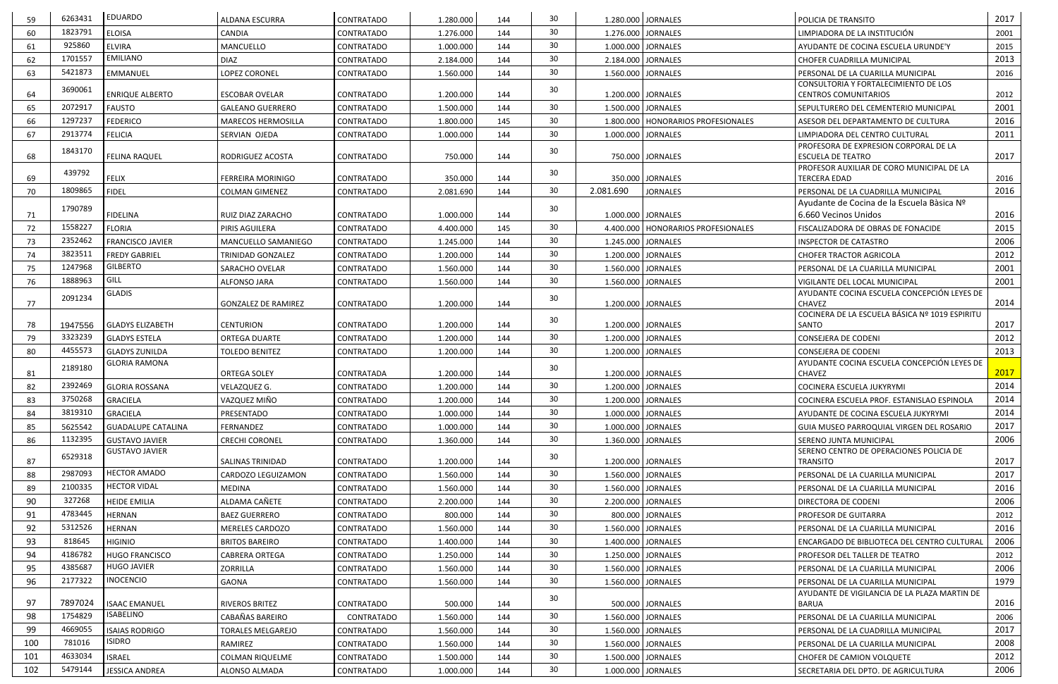| 59 | 6263431 | EDUARDO | ALDANA ESCURRA | CONTRATADO | 1.280.000 | 144 | 30 | 1.280.000 | JORNALES | POLICIA DE TRANSITO | 2017 |
|---|---|---|---|---|---|---|---|---|---|---|---|
| 60 | 1823791 | ELOISA | CANDIA | CONTRATADO | 1.276.000 | 144 | 30 | 1.276.000 | JORNALES | LIMPIADORA DE LA INSTITUCIÓN | 2001 |
| 61 | 925860 | ELVIRA | MANCUELLO | CONTRATADO | 1.000.000 | 144 | 30 | 1.000.000 | JORNALES | AYUDANTE DE COCINA ESCUELA URUNDE'Y | 2015 |
| 62 | 1701557 | EMILIANO | DIAZ | CONTRATADO | 2.184.000 | 144 | 30 | 2.184.000 | JORNALES | CHOFER CUADRILLA MUNICIPAL | 2013 |
| 63 | 5421873 | EMMANUEL | LOPEZ CORONEL | CONTRATADO | 1.560.000 | 144 | 30 | 1.560.000 | JORNALES | PERSONAL DE LA CUARILLA MUNICIPAL | 2016 |
| 64 | 3690061 | ENRIQUE ALBERTO | ESCOBAR OVELAR | CONTRATADO | 1.200.000 | 144 | 30 | 1.200.000 | JORNALES | CONSULTORIA Y FORTALECIMIENTO DE LOS CENTROS COMUNITARIOS | 2012 |
| 65 | 2072917 | FAUSTO | GALEANO GUERRERO | CONTRATADO | 1.500.000 | 144 | 30 | 1.500.000 | JORNALES | SEPULTURERO DEL CEMENTERIO MUNICIPAL | 2001 |
| 66 | 1297237 | FEDERICO | MARECOS HERMOSILLA | CONTRATADO | 1.800.000 | 145 | 30 | 1.800.000 | HONORARIOS PROFESIONALES | ASESOR DEL DEPARTAMENTO DE CULTURA | 2016 |
| 67 | 2913774 | FELICIA | SERVIAN OJEDA | CONTRATADO | 1.000.000 | 144 | 30 | 1.000.000 | JORNALES | LIMPIADORA DEL CENTRO CULTURAL | 2011 |
| 68 | 1843170 | FELINA RAQUEL | RODRIGUEZ ACOSTA | CONTRATADO | 750.000 | 144 | 30 | 750.000 | JORNALES | PROFESORA DE EXPRESION CORPORAL DE LA ESCUELA DE TEATRO | 2017 |
| 69 | 439792 | FELIX | FERREIRA MORINIGO | CONTRATADO | 350.000 | 144 | 30 | 350.000 | JORNALES | PROFESOR AUXILIAR DE CORO MUNICIPAL DE LA TERCERA EDAD | 2016 |
| 70 | 1809865 | FIDEL | COLMAN GIMENEZ | CONTRATADO | 2.081.690 | 144 | 30 | 2.081.690 | JORNALES | PERSONAL DE LA CUADRILLA MUNICIPAL | 2016 |
| 71 | 1790789 | FIDELINA | RUIZ DIAZ ZARACHO | CONTRATADO | 1.000.000 | 144 | 30 | 1.000.000 | JORNALES | Ayudante de Cocina de la Escuela Bàsica Nº 6.660 Vecinos Unidos | 2016 |
| 72 | 1558227 | FLORIA | PIRIS AGUILERA | CONTRATADO | 4.400.000 | 145 | 30 | 4.400.000 | HONORARIOS PROFESIONALES | FISCALIZADORA DE OBRAS DE FONACIDE | 2015 |
| 73 | 2352462 | FRANCISCO JAVIER | MANCUELLO SAMANIEGO | CONTRATADO | 1.245.000 | 144 | 30 | 1.245.000 | JORNALES | INSPECTOR DE CATASTRO | 2006 |
| 74 | 3823511 | FREDY GABRIEL | TRINIDAD GONZALEZ | CONTRATADO | 1.200.000 | 144 | 30 | 1.200.000 | JORNALES | CHOFER TRACTOR AGRICOLA | 2012 |
| 75 | 1247968 | GILBERTO | SARACHO OVELAR | CONTRATADO | 1.560.000 | 144 | 30 | 1.560.000 | JORNALES | PERSONAL DE LA CUARILLA MUNICIPAL | 2001 |
| 76 | 1888963 | GILL | ALFONSO JARA | CONTRATADO | 1.560.000 | 144 | 30 | 1.560.000 | JORNALES | VIGILANTE DEL LOCAL MUNICIPAL | 2001 |
| 77 | 2091234 | GLADIS | GONZALEZ DE RAMIREZ | CONTRATADO | 1.200.000 | 144 | 30 | 1.200.000 | JORNALES | AYUDANTE COCINA ESCUELA CONCEPCIÓN LEYES DE CHAVEZ | 2014 |
| 78 | 1947556 | GLADYS ELIZABETH | CENTURION | CONTRATADO | 1.200.000 | 144 | 30 | 1.200.000 | JORNALES | COCINERA DE LA ESCUELA BÁSICA Nº 1019 ESPIRITU SANTO | 2017 |
| 79 | 3323239 | GLADYS ESTELA | ORTEGA DUARTE | CONTRATADO | 1.200.000 | 144 | 30 | 1.200.000 | JORNALES | CONSEJERA DE CODENI | 2012 |
| 80 | 4455573 | GLADYS ZUNILDA | TOLEDO BENITEZ | CONTRATADO | 1.200.000 | 144 | 30 | 1.200.000 | JORNALES | CONSEJERA DE CODENI | 2013 |
| 81 | 2189180 | GLORIA RAMONA | ORTEGA SOLEY | CONTRATADA | 1.200.000 | 144 | 30 | 1.200.000 | JORNALES | AYUDANTE COCINA ESCUELA CONCEPCIÓN LEYES DE CHAVEZ | 2017 |
| 82 | 2392469 | GLORIA ROSSANA | VELAZQUEZ G. | CONTRATADO | 1.200.000 | 144 | 30 | 1.200.000 | JORNALES | COCINERA ESCUELA JUKYRYMI | 2014 |
| 83 | 3750268 | GRACIELA | VAZQUEZ MIÑO | CONTRATADO | 1.200.000 | 144 | 30 | 1.200.000 | JORNALES | COCINERA ESCUELA PROF. ESTANISLAO ESPINOLA | 2014 |
| 84 | 3819310 | GRACIELA | PRESENTADO | CONTRATADO | 1.000.000 | 144 | 30 | 1.000.000 | JORNALES | AYUDANTE DE COCINA ESCUELA JUKYRYMI | 2014 |
| 85 | 5625542 | GUADALUPE CATALINA | FERNANDEZ | CONTRATADO | 1.000.000 | 144 | 30 | 1.000.000 | JORNALES | GUIA MUSEO PARROQUIAL VIRGEN DEL ROSARIO | 2017 |
| 86 | 1132395 | GUSTAVO JAVIER | CRECHI CORONEL | CONTRATADO | 1.360.000 | 144 | 30 | 1.360.000 | JORNALES | SERENO JUNTA MUNICIPAL | 2006 |
| 87 | 6529318 | GUSTAVO JAVIER | SALINAS TRINIDAD | CONTRATADO | 1.200.000 | 144 | 30 | 1.200.000 | JORNALES | SERENO CENTRO DE OPERACIONES POLICIA DE TRANSITO | 2017 |
| 88 | 2987093 | HECTOR AMADO | CARDOZO LEGUIZAMON | CONTRATADO | 1.560.000 | 144 | 30 | 1.560.000 | JORNALES | PERSONAL DE LA CUARILLA MUNICIPAL | 2017 |
| 89 | 2100335 | HECTOR VIDAL | MEDINA | CONTRATADO | 1.560.000 | 144 | 30 | 1.560.000 | JORNALES | PERSONAL DE LA CUARILLA MUNICIPAL | 2016 |
| 90 | 327268 | HEIDE EMILIA | ALDAMA CAÑETE | CONTRATADO | 2.200.000 | 144 | 30 | 2.200.000 | JORNALES | DIRECTORA DE CODENI | 2006 |
| 91 | 4783445 | HERNAN | BAEZ GUERRERO | CONTRATADO | 800.000 | 144 | 30 | 800.000 | JORNALES | PROFESOR DE GUITARRA | 2012 |
| 92 | 5312526 | HERNAN | MERELES CARDOZO | CONTRATADO | 1.560.000 | 144 | 30 | 1.560.000 | JORNALES | PERSONAL DE LA CUARILLA MUNICIPAL | 2016 |
| 93 | 818645 | HIGINIO | BRITOS BAREIRO | CONTRATADO | 1.400.000 | 144 | 30 | 1.400.000 | JORNALES | ENCARGADO DE BIBLIOTECA DEL CENTRO CULTURAL | 2006 |
| 94 | 4186782 | HUGO FRANCISCO | CABRERA ORTEGA | CONTRATADO | 1.250.000 | 144 | 30 | 1.250.000 | JORNALES | PROFESOR DEL TALLER DE TEATRO | 2012 |
| 95 | 4385687 | HUGO JAVIER | ZORRILLA | CONTRATADO | 1.560.000 | 144 | 30 | 1.560.000 | JORNALES | PERSONAL DE LA CUARILLA MUNICIPAL | 2006 |
| 96 | 2177322 | INOCENCIO | GAONA | CONTRATADO | 1.560.000 | 144 | 30 | 1.560.000 | JORNALES | PERSONAL DE LA CUARILLA MUNICIPAL | 1979 |
| 97 | 7897024 | ISAAC EMANUEL | RIVEROS BRITEZ | CONTRATADO | 500.000 | 144 | 30 | 500.000 | JORNALES | AYUDANTE DE VIGILANCIA DE LA PLAZA MARTIN DE BARUA | 2016 |
| 98 | 1754829 | ISABELINO | CABAÑAS BAREIRO | CONTRATADO | 1.560.000 | 144 | 30 | 1.560.000 | JORNALES | PERSONAL DE LA CUARILLA MUNICIPAL | 2006 |
| 99 | 4669055 | ISAIAS RODRIGO | TORALES MELGAREJO | CONTRATADO | 1.560.000 | 144 | 30 | 1.560.000 | JORNALES | PERSONAL DE LA CUADRILLA MUNICIPAL | 2017 |
| 100 | 781016 | ISIDRO | RAMIREZ | CONTRATADO | 1.560.000 | 144 | 30 | 1.560.000 | JORNALES | PERSONAL DE LA CUARILLA MUNICIPAL | 2008 |
| 101 | 4633034 | ISRAEL | COLMAN RIQUELME | CONTRATADO | 1.500.000 | 144 | 30 | 1.500.000 | JORNALES | CHOFER DE CAMION VOLQUETE | 2012 |
| 102 | 5479144 | JESSICA ANDREA | ALONSO ALMADA | CONTRATADO | 1.000.000 | 144 | 30 | 1.000.000 | JORNALES | SECRETARIA DEL DPTO. DE AGRICULTURA | 2006 |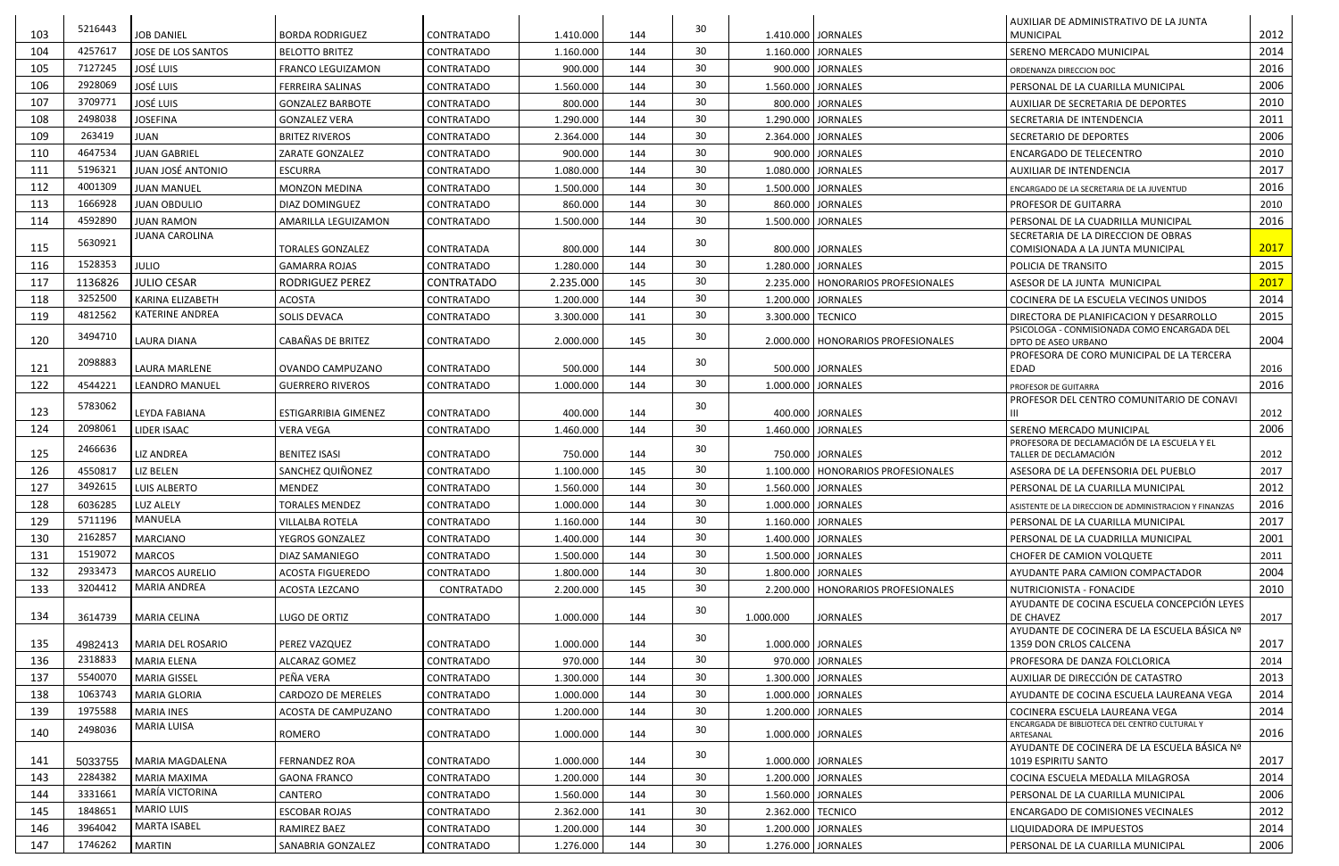| | | | | | | | | | | | |
|---|---|---|---|---|---|---|---|---|---|---|---|
| 103 | 5216443 | JOB DANIEL | BORDA RODRIGUEZ | CONTRATADO | 1.410.000 | 144 | 30 | 1.410.000 | JORNALES | AUXILIAR DE ADMINISTRATIVO DE LA JUNTA MUNICIPAL | 2012 |
| 104 | 4257617 | JOSE DE LOS SANTOS | BELOTTO BRITEZ | CONTRATADO | 1.160.000 | 144 | 30 | 1.160.000 | JORNALES | SERENO MERCADO MUNICIPAL | 2014 |
| 105 | 7127245 | JOSÉ LUIS | FRANCO LEGUIZAMON | CONTRATADO | 900.000 | 144 | 30 | 900.000 | JORNALES | ORDENANZA DIRECCION DOC | 2016 |
| 106 | 2928069 | JOSÉ LUIS | FERREIRA SALINAS | CONTRATADO | 1.560.000 | 144 | 30 | 1.560.000 | JORNALES | PERSONAL DE LA CUARILLA MUNICIPAL | 2006 |
| 107 | 3709771 | JOSÉ LUIS | GONZALEZ BARBOTE | CONTRATADO | 800.000 | 144 | 30 | 800.000 | JORNALES | AUXILIAR DE SECRETARIA DE DEPORTES | 2010 |
| 108 | 2498038 | JOSEFINA | GONZALEZ VERA | CONTRATADO | 1.290.000 | 144 | 30 | 1.290.000 | JORNALES | SECRETARIA DE INTENDENCIA | 2011 |
| 109 | 263419 | JUAN | BRITEZ RIVEROS | CONTRATADO | 2.364.000 | 144 | 30 | 2.364.000 | JORNALES | SECRETARIO DE DEPORTES | 2006 |
| 110 | 4647534 | JUAN GABRIEL | ZARATE GONZALEZ | CONTRATADO | 900.000 | 144 | 30 | 900.000 | JORNALES | ENCARGADO DE TELECENTRO | 2010 |
| 111 | 5196321 | JUAN JOSÉ ANTONIO | ESCURRA | CONTRATADO | 1.080.000 | 144 | 30 | 1.080.000 | JORNALES | AUXILIAR DE INTENDENCIA | 2017 |
| 112 | 4001309 | JUAN MANUEL | MONZON MEDINA | CONTRATADO | 1.500.000 | 144 | 30 | 1.500.000 | JORNALES | ENCARGADO DE LA SECRETARIA DE LA JUVENTUD | 2016 |
| 113 | 1666928 | JUAN OBDULIO | DIAZ DOMINGUEZ | CONTRATADO | 860.000 | 144 | 30 | 860.000 | JORNALES | PROFESOR DE GUITARRA | 2010 |
| 114 | 4592890 | JUAN RAMON | AMARILLA LEGUIZAMON | CONTRATADO | 1.500.000 | 144 | 30 | 1.500.000 | JORNALES | PERSONAL DE LA CUADRILLA MUNICIPAL | 2016 |
| 115 | 5630921 | JUANA CAROLINA | TORALES GONZALEZ | CONTRATADA | 800.000 | 144 | 30 | 800.000 | JORNALES | SECRETARIA DE LA DIRECCION DE OBRAS COMISIONADA A LA JUNTA MUNICIPAL | 2017 |
| 116 | 1528353 | JULIO | GAMARRA ROJAS | CONTRATADO | 1.280.000 | 144 | 30 | 1.280.000 | JORNALES | POLICIA DE TRANSITO | 2015 |
| 117 | 1136826 | JULIO CESAR | RODRIGUEZ PEREZ | CONTRATADO | 2.235.000 | 145 | 30 | 2.235.000 | HONORARIOS PROFESIONALES | ASESOR DE LA JUNTA MUNICIPAL | 2017 |
| 118 | 3252500 | KARINA ELIZABETH | ACOSTA | CONTRATADO | 1.200.000 | 144 | 30 | 1.200.000 | JORNALES | COCINERA DE LA ESCUELA VECINOS UNIDOS | 2014 |
| 119 | 4812562 | KATERINE ANDREA | SOLIS DEVACA | CONTRATADO | 3.300.000 | 141 | 30 | 3.300.000 | TECNICO | DIRECTORA DE PLANIFICACION Y DESARROLLO | 2015 |
| 120 | 3494710 | LAURA DIANA | CABAÑAS DE BRITEZ | CONTRATADO | 2.000.000 | 145 | 30 | 2.000.000 | HONORARIOS PROFESIONALES | PSICOLOGA - CONMISIONADA COMO ENCARGADA DEL DPTO DE ASEO URBANO | 2004 |
| 121 | 2098883 | LAURA MARLENE | OVANDO CAMPUZANO | CONTRATADO | 500.000 | 144 | 30 | 500.000 | JORNALES | PROFESORA DE CORO MUNICIPAL DE LA TERCERA EDAD | 2016 |
| 122 | 4544221 | LEANDRO MANUEL | GUERRERO RIVEROS | CONTRATADO | 1.000.000 | 144 | 30 | 1.000.000 | JORNALES | PROFESOR DE GUITARRA | 2016 |
| 123 | 5783062 | LEYDA FABIANA | ESTIGARRIBIA GIMENEZ | CONTRATADO | 400.000 | 144 | 30 | 400.000 | JORNALES | PROFESOR DEL CENTRO COMUNITARIO DE CONAVI III | 2012 |
| 124 | 2098061 | LIDER ISAAC | VERA VEGA | CONTRATADO | 1.460.000 | 144 | 30 | 1.460.000 | JORNALES | SERENO MERCADO MUNICIPAL | 2006 |
| 125 | 2466636 | LIZ ANDREA | BENITEZ ISASI | CONTRATADO | 750.000 | 144 | 30 | 750.000 | JORNALES | PROFESORA DE DECLAMACIÓN DE LA ESCUELA Y EL TALLER DE DECLAMACIÓN | 2012 |
| 126 | 4550817 | LIZ BELEN | SANCHEZ QUIÑONEZ | CONTRATADO | 1.100.000 | 145 | 30 | 1.100.000 | HONORARIOS PROFESIONALES | ASESORA DE LA DEFENSORIA DEL PUEBLO | 2017 |
| 127 | 3492615 | LUIS ALBERTO | MENDEZ | CONTRATADO | 1.560.000 | 144 | 30 | 1.560.000 | JORNALES | PERSONAL DE LA CUARILLA MUNICIPAL | 2012 |
| 128 | 6036285 | LUZ ALELY | TORALES MENDEZ | CONTRATADO | 1.000.000 | 144 | 30 | 1.000.000 | JORNALES | ASISTENTE DE LA DIRECCION DE ADMINISTRACION Y FINANZAS | 2016 |
| 129 | 5711196 | MANUELA | VILLALBA ROTELA | CONTRATADO | 1.160.000 | 144 | 30 | 1.160.000 | JORNALES | PERSONAL DE LA CUARILLA MUNICIPAL | 2017 |
| 130 | 2162857 | MARCIANO | YEGROS GONZALEZ | CONTRATADO | 1.400.000 | 144 | 30 | 1.400.000 | JORNALES | PERSONAL DE LA CUADRILLA MUNICIPAL | 2001 |
| 131 | 1519072 | MARCOS | DIAZ SAMANIEGO | CONTRATADO | 1.500.000 | 144 | 30 | 1.500.000 | JORNALES | CHOFER DE CAMION VOLQUETE | 2011 |
| 132 | 2933473 | MARCOS AURELIO | ACOSTA FIGUEREDO | CONTRATADO | 1.800.000 | 144 | 30 | 1.800.000 | JORNALES | AYUDANTE PARA CAMION COMPACTADOR | 2004 |
| 133 | 3204412 | MARIA ANDREA | ACOSTA LEZCANO | CONTRATADO | 2.200.000 | 145 | 30 | 2.200.000 | HONORARIOS PROFESIONALES | NUTRICIONISTA - FONACIDE | 2010 |
| 134 | 3614739 | MARIA CELINA | LUGO DE ORTIZ | CONTRATADO | 1.000.000 | 144 | 30 | 1.000.000 | JORNALES | AYUDANTE DE COCINA ESCUELA CONCEPCIÓN LEYES DE CHAVEZ | 2017 |
| 135 | 4982413 | MARIA DEL ROSARIO | PEREZ VAZQUEZ | CONTRATADO | 1.000.000 | 144 | 30 | 1.000.000 | JORNALES | AYUDANTE DE COCINERA DE LA ESCUELA BÁSICA Nº 1359 DON CRLOS CALCENA | 2017 |
| 136 | 2318833 | MARIA ELENA | ALCARAZ GOMEZ | CONTRATADO | 970.000 | 144 | 30 | 970.000 | JORNALES | PROFESORA DE DANZA FOLCLORICA | 2014 |
| 137 | 5540070 | MARIA GISSEL | PEÑA VERA | CONTRATADO | 1.300.000 | 144 | 30 | 1.300.000 | JORNALES | AUXILIAR DE DIRECCIÓN DE CATASTRO | 2013 |
| 138 | 1063743 | MARIA GLORIA | CARDOZO DE MERELES | CONTRATADO | 1.000.000 | 144 | 30 | 1.000.000 | JORNALES | AYUDANTE DE COCINA ESCUELA LAUREANA VEGA | 2014 |
| 139 | 1975588 | MARIA INES | ACOSTA DE CAMPUZANO | CONTRATADO | 1.200.000 | 144 | 30 | 1.200.000 | JORNALES | COCINERA ESCUELA LAUREANA VEGA | 2014 |
| 140 | 2498036 | MARIA LUISA | ROMERO | CONTRATADO | 1.000.000 | 144 | 30 | 1.000.000 | JORNALES | ENCARGADA DE BIBLIOTECA DEL CENTRO CULTURAL Y ARTESANAL | 2016 |
| 141 | 5033755 | MARIA MAGDALENA | FERNANDEZ ROA | CONTRATADO | 1.000.000 | 144 | 30 | 1.000.000 | JORNALES | AYUDANTE DE COCINERA DE LA ESCUELA BÁSICA Nº 1019 ESPIRITU SANTO | 2017 |
| 143 | 2284382 | MARIA MAXIMA | GAONA FRANCO | CONTRATADO | 1.200.000 | 144 | 30 | 1.200.000 | JORNALES | COCINA ESCUELA MEDALLA MILAGROSA | 2014 |
| 144 | 3331661 | MARÍA VICTORINA | CANTERO | CONTRATADO | 1.560.000 | 144 | 30 | 1.560.000 | JORNALES | PERSONAL DE LA CUARILLA MUNICIPAL | 2006 |
| 145 | 1848651 | MARIO LUIS | ESCOBAR ROJAS | CONTRATADO | 2.362.000 | 141 | 30 | 2.362.000 | TECNICO | ENCARGADO DE COMISIONES VECINALES | 2012 |
| 146 | 3964042 | MARTA ISABEL | RAMIREZ BAEZ | CONTRATADO | 1.200.000 | 144 | 30 | 1.200.000 | JORNALES | LIQUIDADORA DE IMPUESTOS | 2014 |
| 147 | 1746262 | MARTIN | SANABRIA GONZALEZ | CONTRATADO | 1.276.000 | 144 | 30 | 1.276.000 | JORNALES | PERSONAL DE LA CUARILLA MUNICIPAL | 2006 |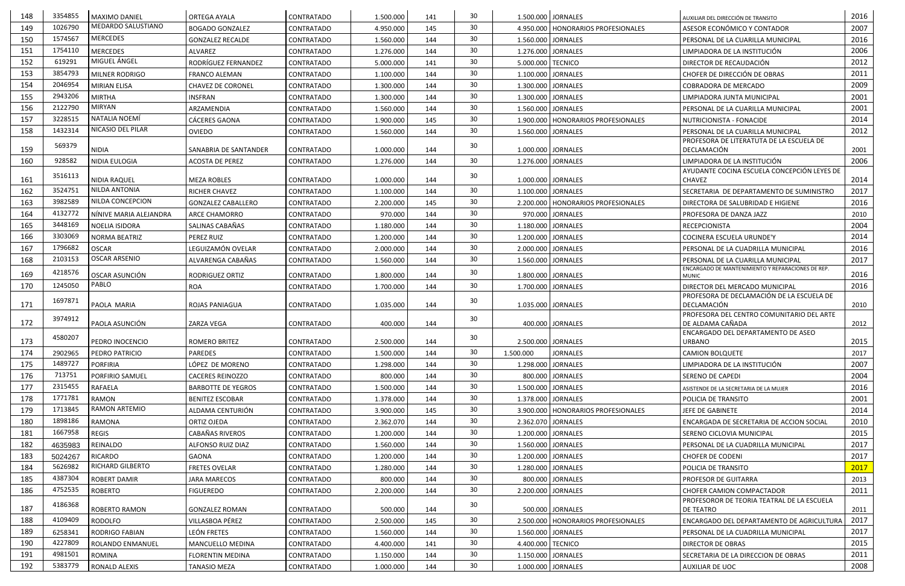| 148 | 3354855 | MAXIMO DANIEL | ORTEGA AYALA | CONTRATADO | 1.500.000 | 141 | 30 | 1.500.000 | JORNALES | AUXILIAR DEL DIRECCIÓN DE TRANSITO | 2016 |
|---|---|---|---|---|---|---|---|---|---|---|---|
| 149 | 1026790 | MEDARDO SALUSTIANO | BOGADO GONZALEZ | CONTRATADO | 4.950.000 | 145 | 30 | 4.950.000 | HONORARIOS PROFESIONALES | ASESOR ECONÓMICO Y CONTADOR | 2007 |
| 150 | 1574567 | MERCEDES | GONZALEZ RECALDE | CONTRATADO | 1.560.000 | 144 | 30 | 1.560.000 | JORNALES | PERSONAL DE LA CUARILLA MUNICIPAL | 2016 |
| 151 | 1754110 | MERCEDES | ALVAREZ | CONTRATADO | 1.276.000 | 144 | 30 | 1.276.000 | JORNALES | LIMPIADORA DE LA INSTITUCIÓN | 2006 |
| 152 | 619291 | MIGUEL ÁNGEL | RODRÍGUEZ FERNANDEZ | CONTRATADO | 5.000.000 | 141 | 30 | 5.000.000 | TECNICO | DIRECTOR DE RECAUDACIÓN | 2012 |
| 153 | 3854793 | MILNER RODRIGO | FRANCO ALEMAN | CONTRATADO | 1.100.000 | 144 | 30 | 1.100.000 | JORNALES | CHOFER DE DIRECCIÓN DE OBRAS | 2011 |
| 154 | 2046954 | MIRIAN ELISA | CHAVEZ DE CORONEL | CONTRATADO | 1.300.000 | 144 | 30 | 1.300.000 | JORNALES | COBRADORA DE MERCADO | 2009 |
| 155 | 2943206 | MIRTHA | INSFRAN | CONTRATADO | 1.300.000 | 144 | 30 | 1.300.000 | JORNALES | LIMPIADORA JUNTA MUNICIPAL | 2001 |
| 156 | 2122790 | MIRYAN | ARZAMENDIA | CONTRATADO | 1.560.000 | 144 | 30 | 1.560.000 | JORNALES | PERSONAL DE LA CUARILLA MUNICIPAL | 2001 |
| 157 | 3228515 | NATALIA NOEMÍ | CÁCERES GAONA | CONTRATADO | 1.900.000 | 145 | 30 | 1.900.000 | HONORARIOS PROFESIONALES | NUTRICIONISTA - FONACIDE | 2014 |
| 158 | 1432314 | NICASIO DEL PILAR | OVIEDO | CONTRATADO | 1.560.000 | 144 | 30 | 1.560.000 | JORNALES | PERSONAL DE LA CUARILLA MUNICIPAL | 2012 |
| 159 | 569379 | NIDIA | SANABRIA DE SANTANDER | CONTRATADO | 1.000.000 | 144 | 30 | 1.000.000 | JORNALES | PROFESORA DE LITERATUTA DE LA ESCUELA DE DECLAMACIÓN | 2001 |
| 160 | 928582 | NIDIA EULOGIA | ACOSTA DE PEREZ | CONTRATADO | 1.276.000 | 144 | 30 | 1.276.000 | JORNALES | LIMPIADORA DE LA INSTITUCIÓN | 2006 |
| 161 | 3516113 | NIDIA RAQUEL | MEZA ROBLES | CONTRATADO | 1.000.000 | 144 | 30 | 1.000.000 | JORNALES | AYUDANTE COCINA ESCUELA CONCEPCIÓN LEYES DE CHAVEZ | 2014 |
| 162 | 3524751 | NILDA ANTONIA | RICHER CHAVEZ | CONTRATADO | 1.100.000 | 144 | 30 | 1.100.000 | JORNALES | SECRETARIA DE DEPARTAMENTO DE SUMINISTRO | 2017 |
| 163 | 3982589 | NILDA CONCEPCION | GONZALEZ CABALLERO | CONTRATADO | 2.200.000 | 145 | 30 | 2.200.000 | HONORARIOS PROFESIONALES | DIRECTORA DE SALUBRIDAD E HIGIENE | 2016 |
| 164 | 4132772 | NÍNIVE MARIA ALEJANDRA | ARCE CHAMORRO | CONTRATADO | 970.000 | 144 | 30 | 970.000 | JORNALES | PROFESORA DE DANZA JAZZ | 2010 |
| 165 | 3448169 | NOELIA ISIDORA | SALINAS CABAÑAS | CONTRATADO | 1.180.000 | 144 | 30 | 1.180.000 | JORNALES | RECEPCIONISTA | 2004 |
| 166 | 3303069 | NORMA BEATRIZ | PEREZ RUIZ | CONTRATADO | 1.200.000 | 144 | 30 | 1.200.000 | JORNALES | COCINERA ESCUELA URUNDE'Y | 2014 |
| 167 | 1796682 | OSCAR | LEGUIZAMÓN OVELAR | CONTRATADO | 2.000.000 | 144 | 30 | 2.000.000 | JORNALES | PERSONAL DE LA CUADRILLA MUNICIPAL | 2016 |
| 168 | 2103153 | OSCAR ARSENIO | ALVARENGA CABAÑAS | CONTRATADO | 1.560.000 | 144 | 30 | 1.560.000 | JORNALES | PERSONAL DE LA CUARILLA MUNICIPAL | 2017 |
| 169 | 4218576 | OSCAR ASUNCIÓN | RODRIGUEZ ORTIZ | CONTRATADO | 1.800.000 | 144 | 30 | 1.800.000 | JORNALES | ENCARGADO DE MANTENIMIENTO Y REPARACIONES DE REP. MUNIC | 2016 |
| 170 | 1245050 | PABLO | ROA | CONTRATADO | 1.700.000 | 144 | 30 | 1.700.000 | JORNALES | DIRECTOR DEL MERCADO MUNICIPAL | 2016 |
| 171 | 1697871 | PAOLA MARIA | ROJAS PANIAGUA | CONTRATADO | 1.035.000 | 144 | 30 | 1.035.000 | JORNALES | PROFESORA DE DECLAMACIÓN DE LA ESCUELA DE DECLAMACIÓN | 2010 |
| 172 | 3974912 | PAOLA ASUNCIÓN | ZARZA VEGA | CONTRATADO | 400.000 | 144 | 30 | 400.000 | JORNALES | PROFESORA DEL CENTRO COMUNITARIO DEL ARTE DE ALDAMA CAÑADA | 2012 |
| 173 | 4580207 | PEDRO INOCENCIO | ROMERO BRITEZ | CONTRATADO | 2.500.000 | 144 | 30 | 2.500.000 | JORNALES | ENCARGADO DEL DEPARTAMENTO DE ASEO URBANO | 2015 |
| 174 | 2902965 | PEDRO PATRICIO | PAREDES | CONTRATADO | 1.500.000 | 144 | 30 | 1.500.000 | JORNALES | CAMION BOLQUETE | 2017 |
| 175 | 1489727 | PORFIRIA | LÓPEZ DE MORENO | CONTRATADO | 1.298.000 | 144 | 30 | 1.298.000 | JORNALES | LIMPIADORA DE LA INSTITUCIÓN | 2007 |
| 176 | 713751 | PORFIRIO SAMUEL | CACERES REINOZZO | CONTRATADO | 800.000 | 144 | 30 | 800.000 | JORNALES | SERENO DE CAPEDI | 2004 |
| 177 | 2315455 | RAFAELA | BARBOTTE DE YEGROS | CONTRATADO | 1.500.000 | 144 | 30 | 1.500.000 | JORNALES | ASISTENDE DE LA SECRETARIA DE LA MUJER | 2016 |
| 178 | 1771781 | RAMON | BENITEZ ESCOBAR | CONTRATADO | 1.378.000 | 144 | 30 | 1.378.000 | JORNALES | POLICIA DE TRANSITO | 2001 |
| 179 | 1713845 | RAMON ARTEMIO | ALDAMA CENTURIÓN | CONTRATADO | 3.900.000 | 145 | 30 | 3.900.000 | HONORARIOS PROFESIONALES | JEFE DE GABINETE | 2014 |
| 180 | 1898186 | RAMONA | ORTIZ OJEDA | CONTRATADO | 2.362.070 | 144 | 30 | 2.362.070 | JORNALES | ENCARGADA DE SECRETARIA DE ACCION SOCIAL | 2010 |
| 181 | 1667958 | REGIS | CABAÑAS RIVEROS | CONTRATADO | 1.200.000 | 144 | 30 | 1.200.000 | JORNALES | SERENO CICLOVIA MUNICIPAL | 2015 |
| 182 | 4635983 | REINALDO | ALFONSO RUIZ DIAZ | CONTRATADO | 1.560.000 | 144 | 30 | 1.560.000 | JORNALES | PERSONAL DE LA CUADRILLA MUNICIPAL | 2017 |
| 183 | 5024267 | RICARDO | GAONA | CONTRATADO | 1.200.000 | 144 | 30 | 1.200.000 | JORNALES | CHOFER DE CODENI | 2017 |
| 184 | 5626982 | RICHARD GILBERTO | FRETES OVELAR | CONTRATADO | 1.280.000 | 144 | 30 | 1.280.000 | JORNALES | POLICIA DE TRANSITO | 2017 |
| 185 | 4387304 | ROBERT DAMIR | JARA MARECOS | CONTRATADO | 800.000 | 144 | 30 | 800.000 | JORNALES | PROFESOR DE GUITARRA | 2013 |
| 186 | 4752535 | ROBERTO | FIGUEREDO | CONTRATADO | 2.200.000 | 144 | 30 | 2.200.000 | JORNALES | CHOFER CAMION COMPACTADOR | 2011 |
| 187 | 4186368 | ROBERTO RAMON | GONZALEZ ROMAN | CONTRATADO | 500.000 | 144 | 30 | 500.000 | JORNALES | PROFESOROR DE TEORIA TEATRAL DE LA ESCUELA DE TEATRO | 2011 |
| 188 | 4109409 | RODOLFO | VILLASBOA PÉREZ | CONTRATADO | 2.500.000 | 145 | 30 | 2.500.000 | HONORARIOS PROFESIONALES | ENCARGADO DEL DEPARTAMENTO DE AGRICULTURA | 2017 |
| 189 | 6258341 | RODRIGO FABIAN | LEÓN FRETES | CONTRATADO | 1.560.000 | 144 | 30 | 1.560.000 | JORNALES | PERSONAL DE LA CUADRILLA MUNICIPAL | 2017 |
| 190 | 4227809 | ROLANDO ENMANUEL | MANCUELLO MEDINA | CONTRATADO | 4.400.000 | 141 | 30 | 4.400.000 | TECNICO | DIRECTOR DE OBRAS | 2015 |
| 191 | 4981501 | ROMINA | FLORENTIN MEDINA | CONTRATADO | 1.150.000 | 144 | 30 | 1.150.000 | JORNALES | SECRETARIA DE LA DIRECCION DE OBRAS | 2011 |
| 192 | 5383779 | RONALD ALEXIS | TANASIO MEZA | CONTRATADO | 1.000.000 | 144 | 30 | 1.000.000 | JORNALES | AUXILIAR DE UOC | 2008 |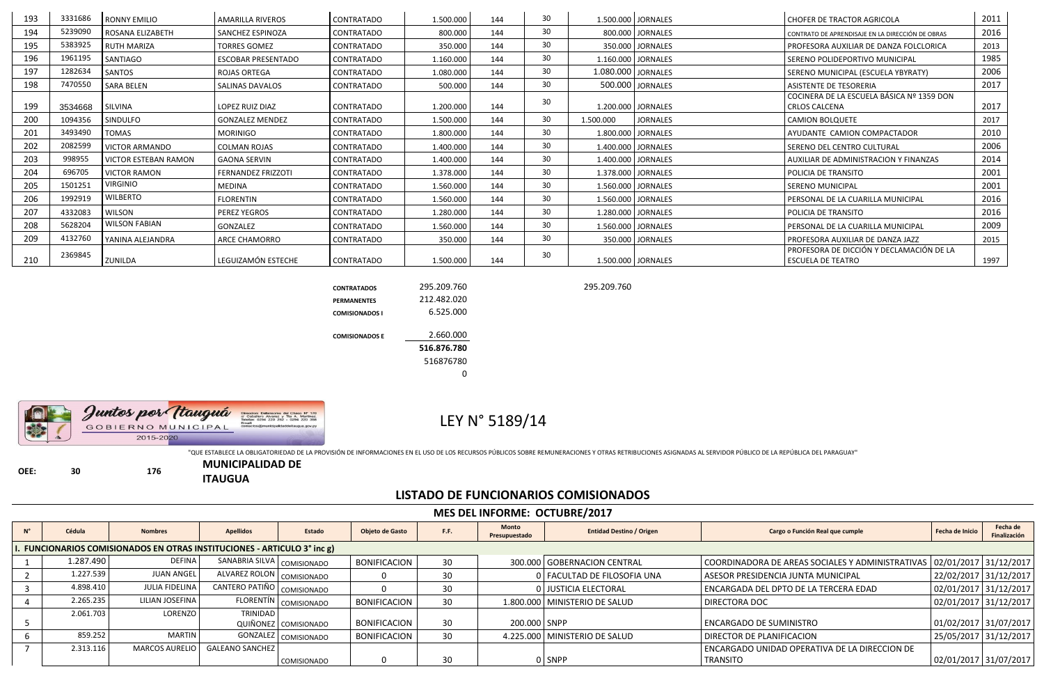| 193 | 3331686 | RONNY EMILIO | AMARILLA RIVEROS | CONTRATADO | 1.500.000 | 144 | 30 | 1.500.000 | JORNALES | CHOFER DE TRACTOR AGRICOLA | 2011 |
|---|---|---|---|---|---|---|---|---|---|---|---|
| 194 | 5239090 | ROSANA ELIZABETH | SANCHEZ ESPINOZA | CONTRATADO | 800.000 | 144 | 30 | 800.000 | JORNALES | CONTRATO DE APRENDISAJE EN LA DIRECCIÓN DE OBRAS | 2016 |
| 195 | 5383925 | RUTH MARIZA | TORRES GOMEZ | CONTRATADO | 350.000 | 144 | 30 | 350.000 | JORNALES | PROFESORA AUXILIAR DE DANZA FOLCLORICA | 2013 |
| 196 | 1961195 | SANTIAGO | ESCOBAR PRESENTADO | CONTRATADO | 1.160.000 | 144 | 30 | 1.160.000 | JORNALES | SERENO POLIDEPORTIVO MUNICIPAL | 1985 |
| 197 | 1282634 | SANTOS | ROJAS ORTEGA | CONTRATADO | 1.080.000 | 144 | 30 | 1.080.000 | JORNALES | SERENO MUNICIPAL (ESCUELA YBYRATY) | 2006 |
| 198 | 7470550 | SARA BELEN | SALINAS DAVALOS | CONTRATADO | 500.000 | 144 | 30 | 500.000 | JORNALES | ASISTENTE DE TESORERIA | 2017 |
| 199 | 3534668 | SILVINA | LOPEZ RUIZ DIAZ | CONTRATADO | 1.200.000 | 144 | 30 | 1.200.000 | JORNALES | COCINERA DE LA ESCUELA BÁSICA Nº 1359 DON CRLOS CALCENA | 2017 |
| 200 | 1094356 | SINDULFO | GONZALEZ MENDEZ | CONTRATADO | 1.500.000 | 144 | 30 | 1.500.000 | JORNALES | CAMION BOLQUETE | 2017 |
| 201 | 3493490 | TOMAS | MORINIGO | CONTRATADO | 1.800.000 | 144 | 30 | 1.800.000 | JORNALES | AYUDANTE CAMION COMPACTADOR | 2010 |
| 202 | 2082599 | VICTOR ARMANDO | COLMAN ROJAS | CONTRATADO | 1.400.000 | 144 | 30 | 1.400.000 | JORNALES | SERENO DEL CENTRO CULTURAL | 2006 |
| 203 | 998955 | VICTOR ESTEBAN RAMON | GAONA SERVIN | CONTRATADO | 1.400.000 | 144 | 30 | 1.400.000 | JORNALES | AUXILIAR DE ADMINISTRACION Y FINANZAS | 2014 |
| 204 | 696705 | VICTOR RAMON | FERNANDEZ FRIZZOTI | CONTRATADO | 1.378.000 | 144 | 30 | 1.378.000 | JORNALES | POLICIA DE TRANSITO | 2001 |
| 205 | 1501251 | VIRGINIO | MEDINA | CONTRATADO | 1.560.000 | 144 | 30 | 1.560.000 | JORNALES | SERENO MUNICIPAL | 2001 |
| 206 | 1992919 | WILBERTO | FLORENTIN | CONTRATADO | 1.560.000 | 144 | 30 | 1.560.000 | JORNALES | PERSONAL DE LA CUARILLA MUNICIPAL | 2016 |
| 207 | 4332083 | WILSON | PEREZ YEGROS | CONTRATADO | 1.280.000 | 144 | 30 | 1.280.000 | JORNALES | POLICIA DE TRANSITO | 2016 |
| 208 | 5628204 | WILSON FABIAN | GONZALEZ | CONTRATADO | 1.560.000 | 144 | 30 | 1.560.000 | JORNALES | PERSONAL DE LA CUARILLA MUNICIPAL | 2009 |
| 209 | 4132760 | YANINA ALEJANDRA | ARCE CHAMORRO | CONTRATADO | 350.000 | 144 | 30 | 350.000 | JORNALES | PROFESORA AUXILIAR DE DANZA JAZZ | 2015 |
| 210 | 2369845 | ZUNILDA | LEGUIZAMÓN ESTECHE | CONTRATADO | 1.500.000 | 144 | 30 | 1.500.000 | JORNALES | PROFESORA DE DICCIÓN Y DECLAMACIÓN DE LA ESCUELA DE TEATRO | 1997 |

| | | |
|---|---|---|
| **CONTRATADOS** | 295.209.760 | 295.209.760 |
| **PERMANENTES** | 212.482.020 | |
| **COMISIONADOS I** | 6.525.000 | |
| **COMISIONADOS E** | 2.660.000 | |
| | **516.876.780** | |
| | 516876780 | |
| | 0 | |

Juntos por Itauguá
GOBIERNO MUNICIPAL
2015-2020

# LEY N° 5189/14

"QUE ESTABLECE LA OBLIGATORIEDAD DE LA PROVISIÓN DE INFORMACIONES EN EL USO DE LOS RECURSOS PÚBLICOS SOBRE REMUNERACIONES Y OTRAS RETRIBUCIONES ASIGNADAS AL SERVIDOR PÚBLICO DE LA REPÚBLICA DEL PARAGUAY"

**OEE:** 30 176 **MUNICIPALIDAD DE ITAUGUA**

## LISTADO DE FUNCIONARIOS COMISIONADOS

### MES DEL INFORME: OCTUBRE/2017

| N° | Cédula | Nombres | Apellidos | Estado | Objeto de Gasto | F.F. | Monto Presupuestado | Entidad Destino / Origen | Cargo o Función Real que cumple | Fecha de Inicio | Fecha de Finalización |
|---|---|---|---|---|---|---|---|---|---|---|---|
| **I. FUNCIONARIOS COMISIONADOS EN OTRAS INSTITUCIONES - ARTICULO 3° inc g)** | | | | | | | | | | | |
| 1 | 1.287.490 | DEFINA | SANABRIA SILVA | COMISIONADO | BONIFICACION | 30 | 300.000 | GOBERNACION CENTRAL | COORDINADORA DE AREAS SOCIALES Y ADMINISTRATIVAS | 02/01/2017 | 31/12/2017 |
| 2 | 1.227.539 | JUAN ANGEL | ALVAREZ ROLON | COMISIONADO | 0 | 30 | 0 | FACULTAD DE FILOSOFIA UNA | ASESOR PRESIDENCIA JUNTA MUNICIPAL | 22/02/2017 | 31/12/2017 |
| 3 | 4.898.410 | JULIA FIDELINA | CANTERO PATIÑO | COMISIONADO | 0 | 30 | 0 | JUSTICIA ELECTORAL | ENCARGADA DEL DPTO DE LA TERCERA EDAD | 02/01/2017 | 31/12/2017 |
| 4 | 2.265.235 | LILIAN JOSEFINA | FLORENTÍN | COMISIONADO | BONIFICACION | 30 | 1.800.000 | MINISTERIO DE SALUD | DIRECTORA DOC | 02/01/2017 | 31/12/2017 |
| 5 | 2.061.703 | LORENZO | TRINIDAD QUIÑONEZ | COMISIONADO | BONIFICACION | 30 | 200.000 | SNPP | ENCARGADO DE SUMINISTRO | 01/02/2017 | 31/07/2017 |
| 6 | 859.252 | MARTIN | GONZALEZ | COMISIONADO | BONIFICACION | 30 | 4.225.000 | MINISTERIO DE SALUD | DIRECTOR DE PLANIFICACION | 25/05/2017 | 31/12/2017 |
| 7 | 2.313.116 | MARCOS AURELIO | GALEANO SANCHEZ | COMISIONADO | 0 | 30 | 0 | SNPP | ENCARGADO UNIDAD OPERATIVA DE LA DIRECCION DE TRANSITO | 02/01/2017 | 31/07/2017 |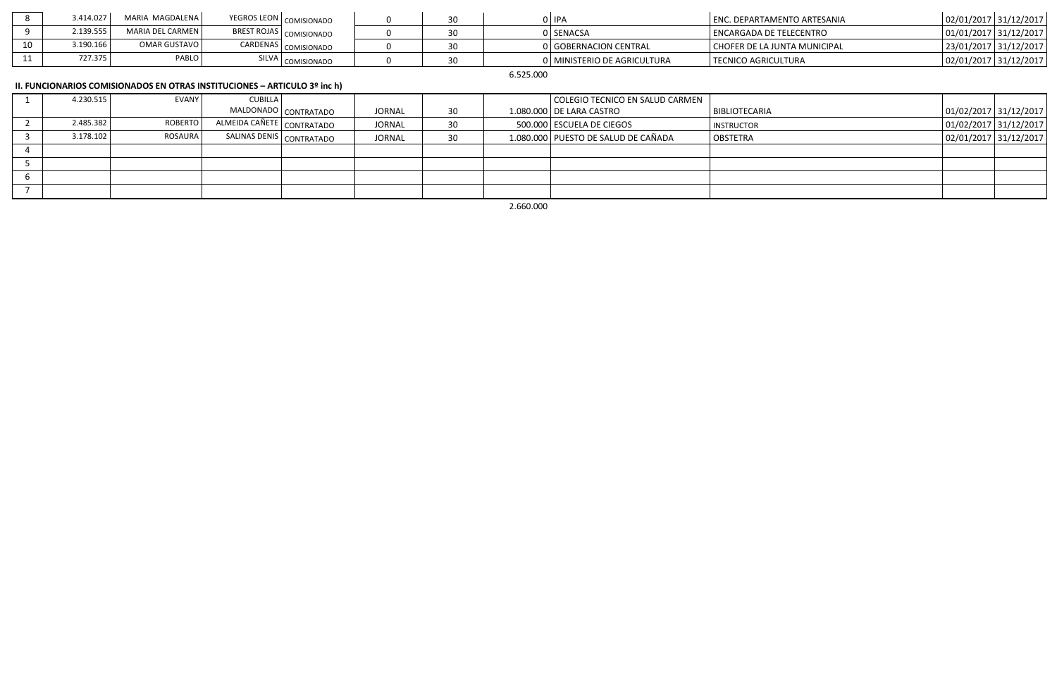| | | | | | | | | | | | |
|---|---|---|---|---|---|---|---|---|---|---|---|
| 8 | 3.414.027 | MARIA MAGDALENA | YEGROS LEON | COMISIONADO | 0 | 30 | 0 | IPA | ENC. DEPARTAMENTO ARTESANIA | 02/01/2017 | 31/12/2017 |
| 9 | 2.139.555 | MARIA DEL CARMEN | BREST ROJAS | COMISIONADO | 0 | 30 | 0 | SENACSA | ENCARGADA DE TELECENTRO | 01/01/2017 | 31/12/2017 |
| 10 | 3.190.166 | OMAR GUSTAVO | CARDENAS | COMISIONADO | 0 | 30 | 0 | GOBERNACION CENTRAL | CHOFER DE LA JUNTA MUNICIPAL | 23/01/2017 | 31/12/2017 |
| 11 | 727.375 | PABLO | SILVA | COMISIONADO | 0 | 30 | 0 | MINISTERIO DE AGRICULTURA | TECNICO AGRICULTURA | 02/01/2017 | 31/12/2017 |

6.525.000

**II. FUNCIONARIOS COMISIONADOS EN OTRAS INSTITUCIONES – ARTICULO 3º inc h)**

| | | | | | | | | | | | |
|---|---|---|---|---|---|---|---|---|---|---|---|
| 1 | 4.230.515 | EVANY | CUBILLA MALDONADO | CONTRATADO | JORNAL | 30 | 1.080.000 | COLEGIO TECNICO EN SALUD CARMEN DE LARA CASTRO | BIBLIOTECARIA | 01/02/2017 | 31/12/2017 |
| 2 | 2.485.382 | ROBERTO | ALMEIDA CAÑETE | CONTRATADO | JORNAL | 30 | 500.000 | ESCUELA DE CIEGOS | INSTRUCTOR | 01/02/2017 | 31/12/2017 |
| 3 | 3.178.102 | ROSAURA | SALINAS DENIS | CONTRATADO | JORNAL | 30 | 1.080.000 | PUESTO DE SALUD DE CAÑADA | OBSTETRA | 02/01/2017 | 31/12/2017 |
| 4 | | | | | | | | | | | |
| 5 | | | | | | | | | | | |
| 6 | | | | | | | | | | | |
| 7 | | | | | | | | | | | |

2.660.000